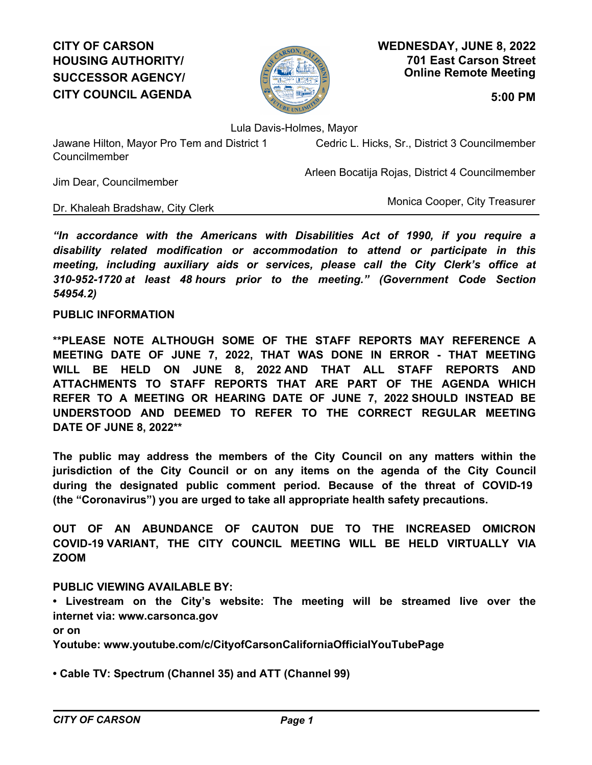**CITY OF CARSON**
**HOUSING AUTHORITY/**
**SUCCESSOR AGENCY/**
**CITY COUNCIL AGENDA**

**WEDNESDAY, JUNE 8, 2022**
**701 East Carson Street**
**Online Remote Meeting**

**5:00 PM**

Lula Davis-Holmes, Mayor

Jawane Hilton, Mayor Pro Tem and District 1 Councilmember

Cedric L. Hicks, Sr., District 3 Councilmember

Arleen Bocatija Rojas, District 4 Councilmember

Jim Dear, Councilmember

Monica Cooper, City Treasurer

Dr. Khaleah Bradshaw, City Clerk

***"In accordance with the Americans with Disabilities Act of 1990, if you require a disability related modification or accommodation to attend or participate in this meeting, including auxiliary aids or services, please call the City Clerk's office at 310-952-1720 at least 48 hours prior to the meeting." (Government Code Section 54954.2)***

**PUBLIC INFORMATION**

****PLEASE NOTE ALTHOUGH SOME OF THE STAFF REPORTS MAY REFERENCE A MEETING DATE OF JUNE 7, 2022, THAT WAS DONE IN ERROR - THAT MEETING WILL BE HELD ON JUNE 8, 2022 AND THAT ALL STAFF REPORTS AND ATTACHMENTS TO STAFF REPORTS THAT ARE PART OF THE AGENDA WHICH REFER TO A MEETING OR HEARING DATE OF JUNE 7, 2022 SHOULD INSTEAD BE UNDERSTOOD AND DEEMED TO REFER TO THE CORRECT REGULAR MEETING DATE OF JUNE 8, 2022****

**The public may address the members of the City Council on any matters within the jurisdiction of the City Council or on any items on the agenda of the City Council during the designated public comment period. Because of the threat of COVID-19 (the "Coronavirus") you are urged to take all appropriate health safety precautions.**

**OUT OF AN ABUNDANCE OF CAUTON DUE TO THE INCREASED OMICRON COVID-19 VARIANT, THE CITY COUNCIL MEETING WILL BE HELD VIRTUALLY VIA ZOOM**

**PUBLIC VIEWING AVAILABLE BY:**

**• Livestream on the City's website: The meeting will be streamed live over the internet via: www.carsonca.gov**
**or on**
**Youtube: www.youtube.com/c/CityofCarsonCaliforniaOfficialYouTubePage**

**• Cable TV: Spectrum (Channel 35) and ATT (Channel 99)**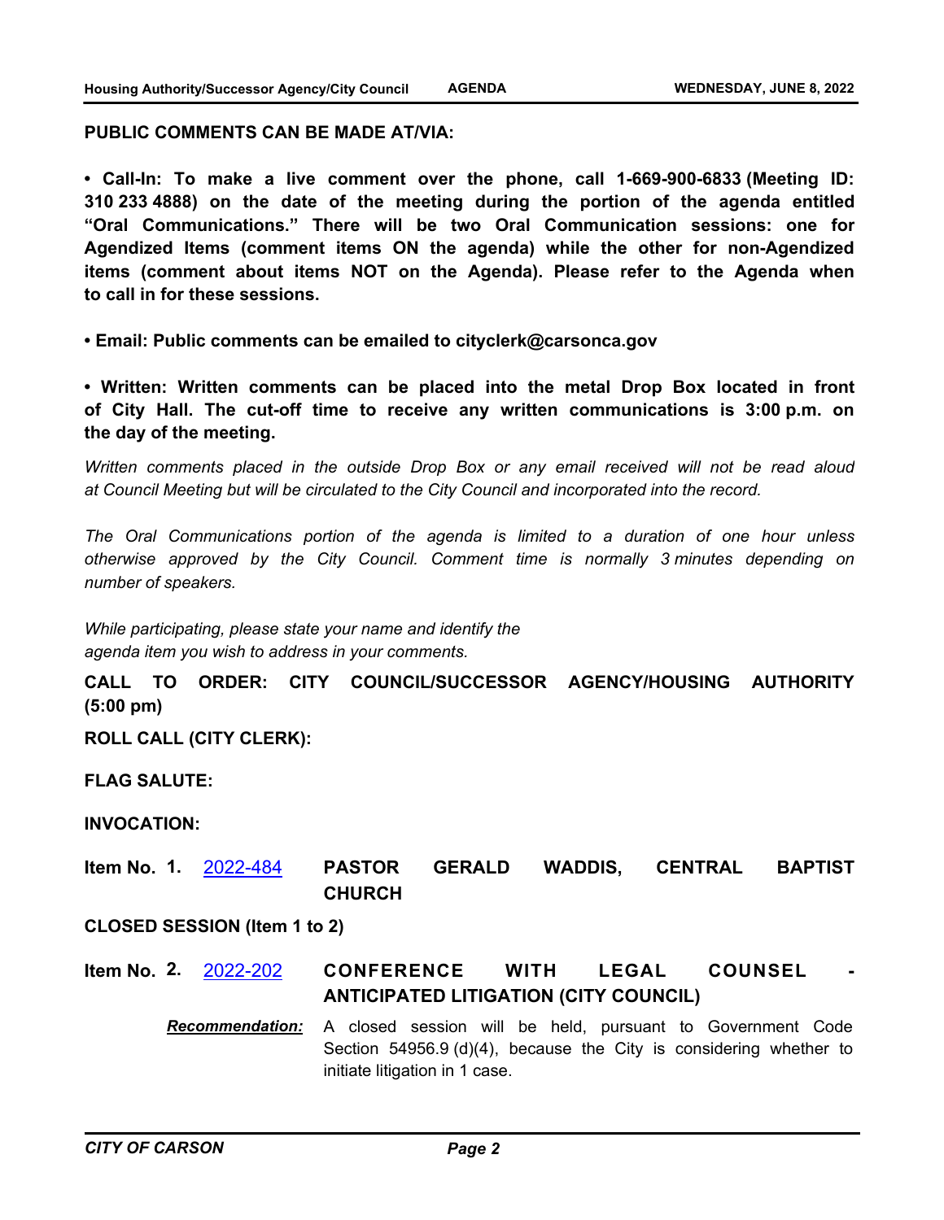**PUBLIC COMMENTS CAN BE MADE AT/VIA:**

**• Call-In: To make a live comment over the phone, call 1-669-900-6833 (Meeting ID: 310 233 4888) on the date of the meeting during the portion of the agenda entitled "Oral Communications." There will be two Oral Communication sessions: one for Agendized Items (comment items ON the agenda) while the other for non-Agendized items (comment about items NOT on the Agenda). Please refer to the Agenda when to call in for these sessions.**

**• Email: Public comments can be emailed to cityclerk@carsonca.gov**

**• Written: Written comments can be placed into the metal Drop Box located in front of City Hall. The cut-off time to receive any written communications is 3:00 p.m. on the day of the meeting.**

*Written comments placed in the outside Drop Box or any email received will not be read aloud at Council Meeting but will be circulated to the City Council and incorporated into the record.*

*The Oral Communications portion of the agenda is limited to a duration of one hour unless otherwise approved by the City Council. Comment time is normally 3 minutes depending on number of speakers.*

*While participating, please state your name and identify the agenda item you wish to address in your comments.*

**CALL TO ORDER: CITY COUNCIL/SUCCESSOR AGENCY/HOUSING AUTHORITY (5:00 pm)**

**ROLL CALL (CITY CLERK):**

**FLAG SALUTE:**

**INVOCATION:**

**Item No. 1.** 2022-484 **PASTOR GERALD WADDIS, CENTRAL BAPTIST CHURCH**

**CLOSED SESSION (Item 1 to 2)**

**Item No. 2.** 2022-202 **CONFERENCE WITH LEGAL COUNSEL - ANTICIPATED LITIGATION (CITY COUNCIL)**

***Recommendation:*** A closed session will be held, pursuant to Government Code Section 54956.9 (d)(4), because the City is considering whether to initiate litigation in 1 case.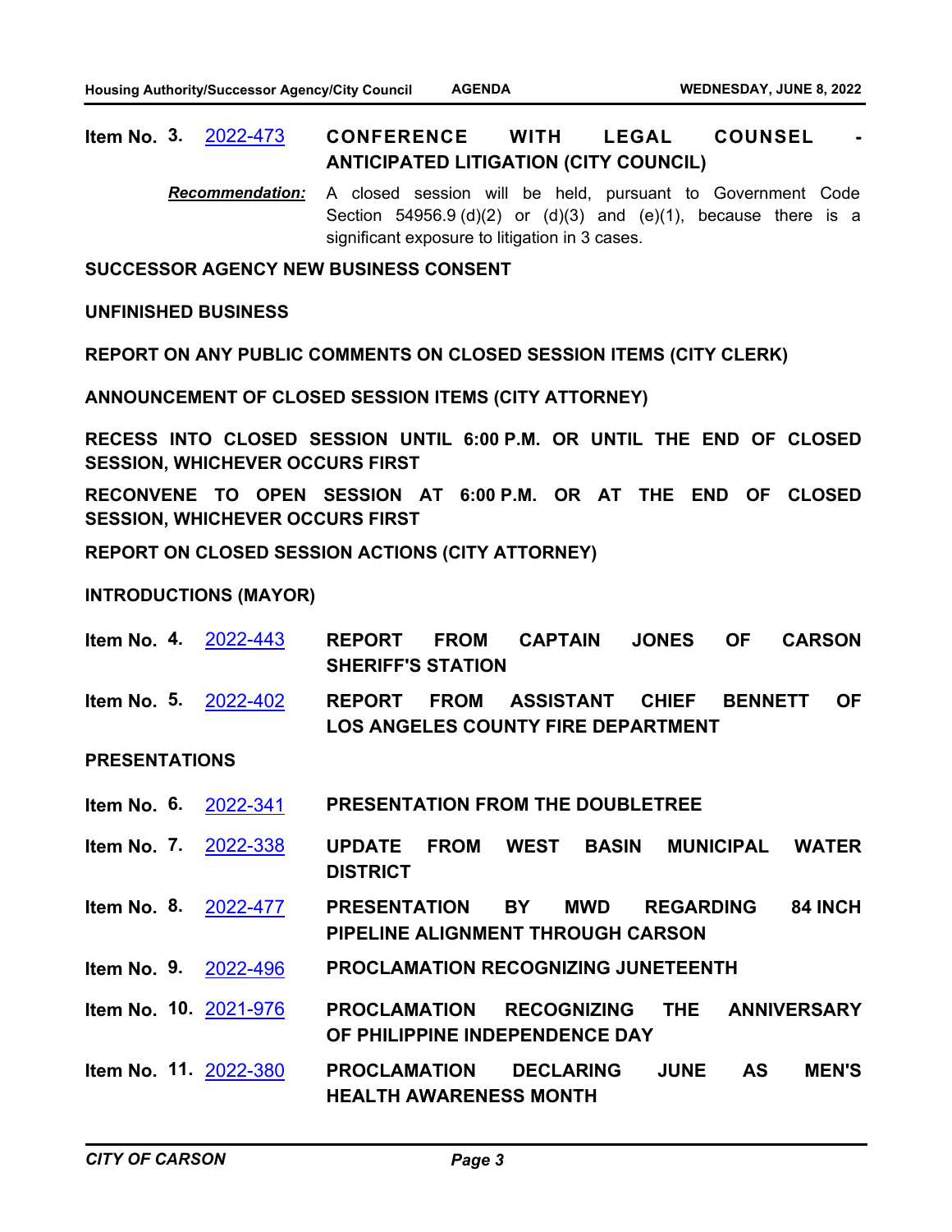**Item No. 3.** [2022-473] **CONFERENCE WITH LEGAL COUNSEL - ANTICIPATED LITIGATION (CITY COUNCIL)**

*Recommendation:* A closed session will be held, pursuant to Government Code Section 54956.9 (d)(2) or (d)(3) and (e)(1), because there is a significant exposure to litigation in 3 cases.

**SUCCESSOR AGENCY NEW BUSINESS CONSENT**

**UNFINISHED BUSINESS**

**REPORT ON ANY PUBLIC COMMENTS ON CLOSED SESSION ITEMS (CITY CLERK)**

**ANNOUNCEMENT OF CLOSED SESSION ITEMS (CITY ATTORNEY)**

**RECESS INTO CLOSED SESSION UNTIL 6:00 P.M. OR UNTIL THE END OF CLOSED SESSION, WHICHEVER OCCURS FIRST**

**RECONVENE TO OPEN SESSION AT 6:00 P.M. OR AT THE END OF CLOSED SESSION, WHICHEVER OCCURS FIRST**

**REPORT ON CLOSED SESSION ACTIONS (CITY ATTORNEY)**

**INTRODUCTIONS (MAYOR)**

**Item No. 4.** [2022-443] **REPORT FROM CAPTAIN JONES OF CARSON SHERIFF'S STATION**

**Item No. 5.** [2022-402] **REPORT FROM ASSISTANT CHIEF BENNETT OF LOS ANGELES COUNTY FIRE DEPARTMENT**

**PRESENTATIONS**

**Item No. 6.** [2022-341] **PRESENTATION FROM THE DOUBLETREE**

**Item No. 7.** [2022-338] **UPDATE FROM WEST BASIN MUNICIPAL WATER DISTRICT**

**Item No. 8.** [2022-477] **PRESENTATION BY MWD REGARDING 84 INCH PIPELINE ALIGNMENT THROUGH CARSON**

**Item No. 9.** [2022-496] **PROCLAMATION RECOGNIZING JUNETEENTH**

**Item No. 10.** [2021-976] **PROCLAMATION RECOGNIZING THE ANNIVERSARY OF PHILIPPINE INDEPENDENCE DAY**

**Item No. 11.** [2022-380] **PROCLAMATION DECLARING JUNE AS MEN'S HEALTH AWARENESS MONTH**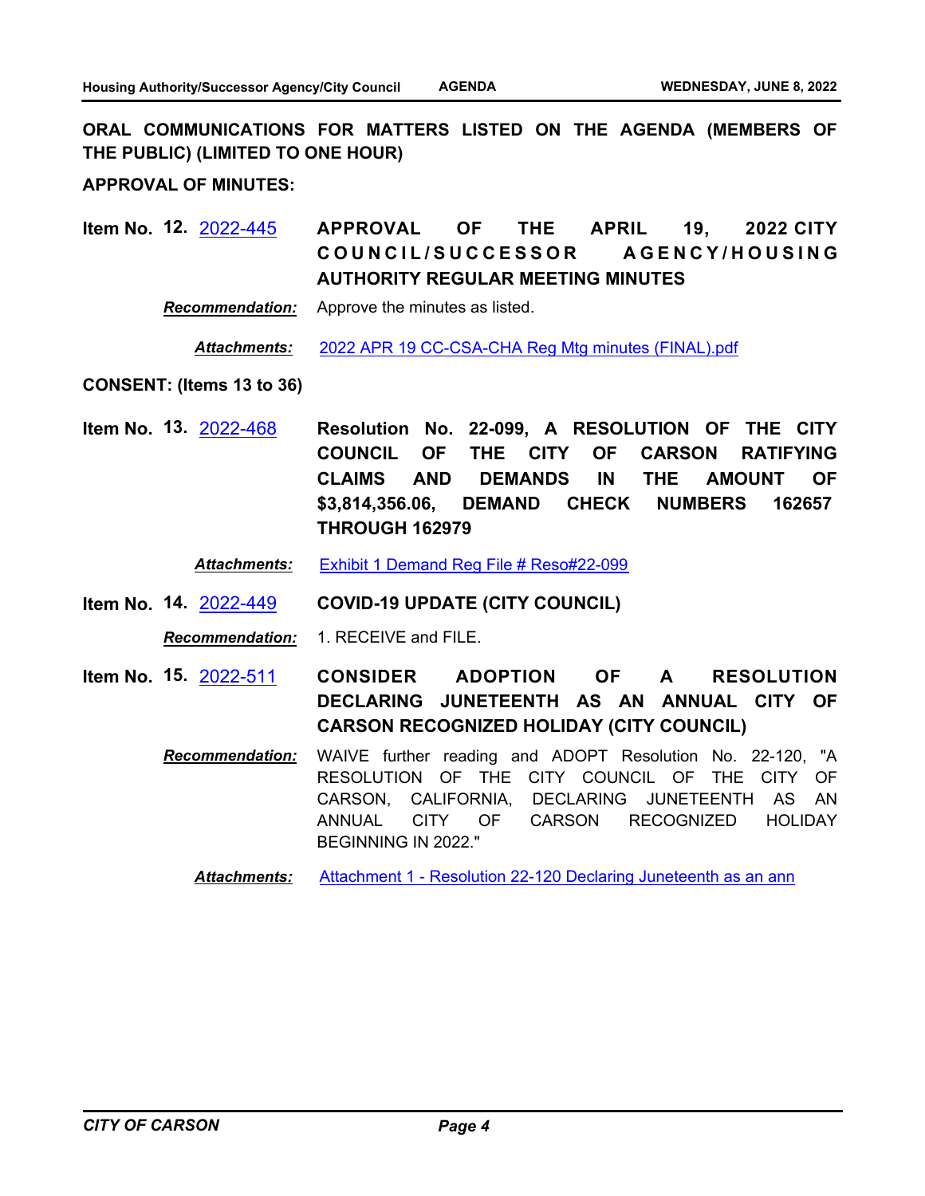**ORAL COMMUNICATIONS FOR MATTERS LISTED ON THE AGENDA (MEMBERS OF THE PUBLIC) (LIMITED TO ONE HOUR)**

**APPROVAL OF MINUTES:**

**Item No. 12.** 2022-445 **APPROVAL OF THE APRIL 19, 2022 CITY COUNCIL/SUCCESSOR AGENCY/HOUSING AUTHORITY REGULAR MEETING MINUTES**

***Recommendation:*** Approve the minutes as listed.

***Attachments:*** 2022 APR 19 CC-CSA-CHA Reg Mtg minutes (FINAL).pdf

**CONSENT: (Items 13 to 36)**

**Item No. 13.** 2022-468 **Resolution No. 22-099, A RESOLUTION OF THE CITY COUNCIL OF THE CITY OF CARSON RATIFYING CLAIMS AND DEMANDS IN THE AMOUNT OF $3,814,356.06, DEMAND CHECK NUMBERS 162657 THROUGH 162979**

***Attachments:*** Exhibit 1 Demand Reg File # Reso#22-099

**Item No. 14.** 2022-449 **COVID-19 UPDATE (CITY COUNCIL)**

***Recommendation:*** 1. RECEIVE and FILE.

**Item No. 15.** 2022-511 **CONSIDER ADOPTION OF A RESOLUTION DECLARING JUNETEENTH AS AN ANNUAL CITY OF CARSON RECOGNIZED HOLIDAY (CITY COUNCIL)**

***Recommendation:*** WAIVE further reading and ADOPT Resolution No. 22-120, "A RESOLUTION OF THE CITY COUNCIL OF THE CITY OF CARSON, CALIFORNIA, DECLARING JUNETEENTH AS AN ANNUAL CITY OF CARSON RECOGNIZED HOLIDAY BEGINNING IN 2022."

***Attachments:*** Attachment 1 - Resolution 22-120 Declaring Juneteenth as an ann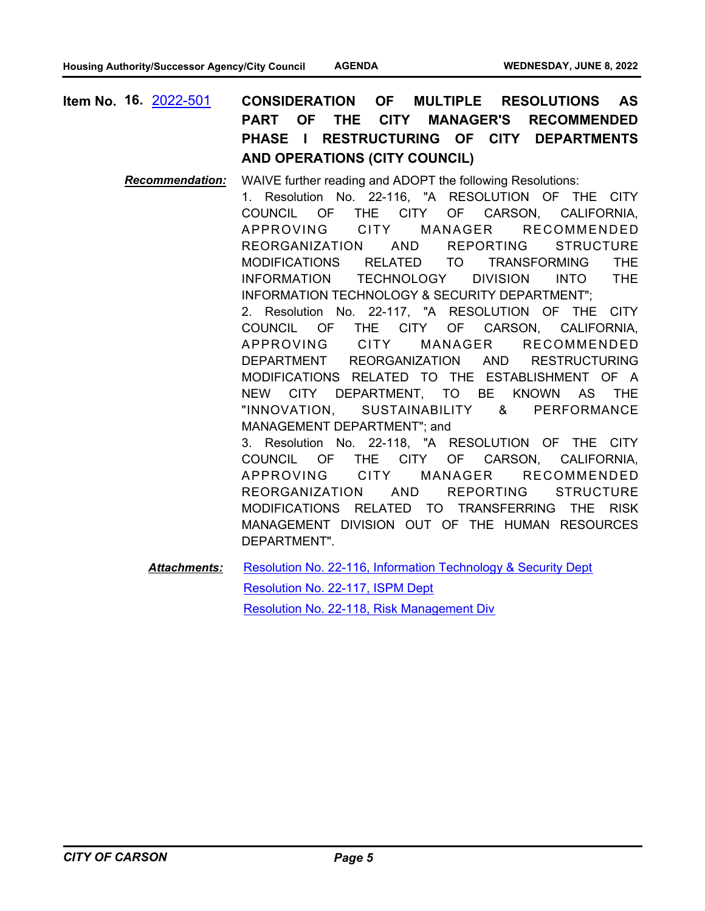**Item No. 16.** 2022-501 **CONSIDERATION OF MULTIPLE RESOLUTIONS AS PART OF THE CITY MANAGER'S RECOMMENDED PHASE I RESTRUCTURING OF CITY DEPARTMENTS AND OPERATIONS (CITY COUNCIL)**

***Recommendation:*** WAIVE further reading and ADOPT the following Resolutions:

1. Resolution No. 22-116, "A RESOLUTION OF THE CITY COUNCIL OF THE CITY OF CARSON, CALIFORNIA, APPROVING CITY MANAGER RECOMMENDED REORGANIZATION AND REPORTING STRUCTURE MODIFICATIONS RELATED TO TRANSFORMING THE INFORMATION TECHNOLOGY DIVISION INTO THE INFORMATION TECHNOLOGY & SECURITY DEPARTMENT";
2. Resolution No. 22-117, "A RESOLUTION OF THE CITY COUNCIL OF THE CITY OF CARSON, CALIFORNIA, APPROVING CITY MANAGER RECOMMENDED DEPARTMENT REORGANIZATION AND RESTRUCTURING MODIFICATIONS RELATED TO THE ESTABLISHMENT OF A NEW CITY DEPARTMENT, TO BE KNOWN AS THE "INNOVATION, SUSTAINABILITY & PERFORMANCE MANAGEMENT DEPARTMENT"; and
3. Resolution No. 22-118, "A RESOLUTION OF THE CITY COUNCIL OF THE CITY OF CARSON, CALIFORNIA, APPROVING CITY MANAGER RECOMMENDED REORGANIZATION AND REPORTING STRUCTURE MODIFICATIONS RELATED TO TRANSFERRING THE RISK MANAGEMENT DIVISION OUT OF THE HUMAN RESOURCES DEPARTMENT".

***Attachments:***

Resolution No. 22-116, Information Technology & Security Dept

Resolution No. 22-117, ISPM Dept

Resolution No. 22-118, Risk Management Div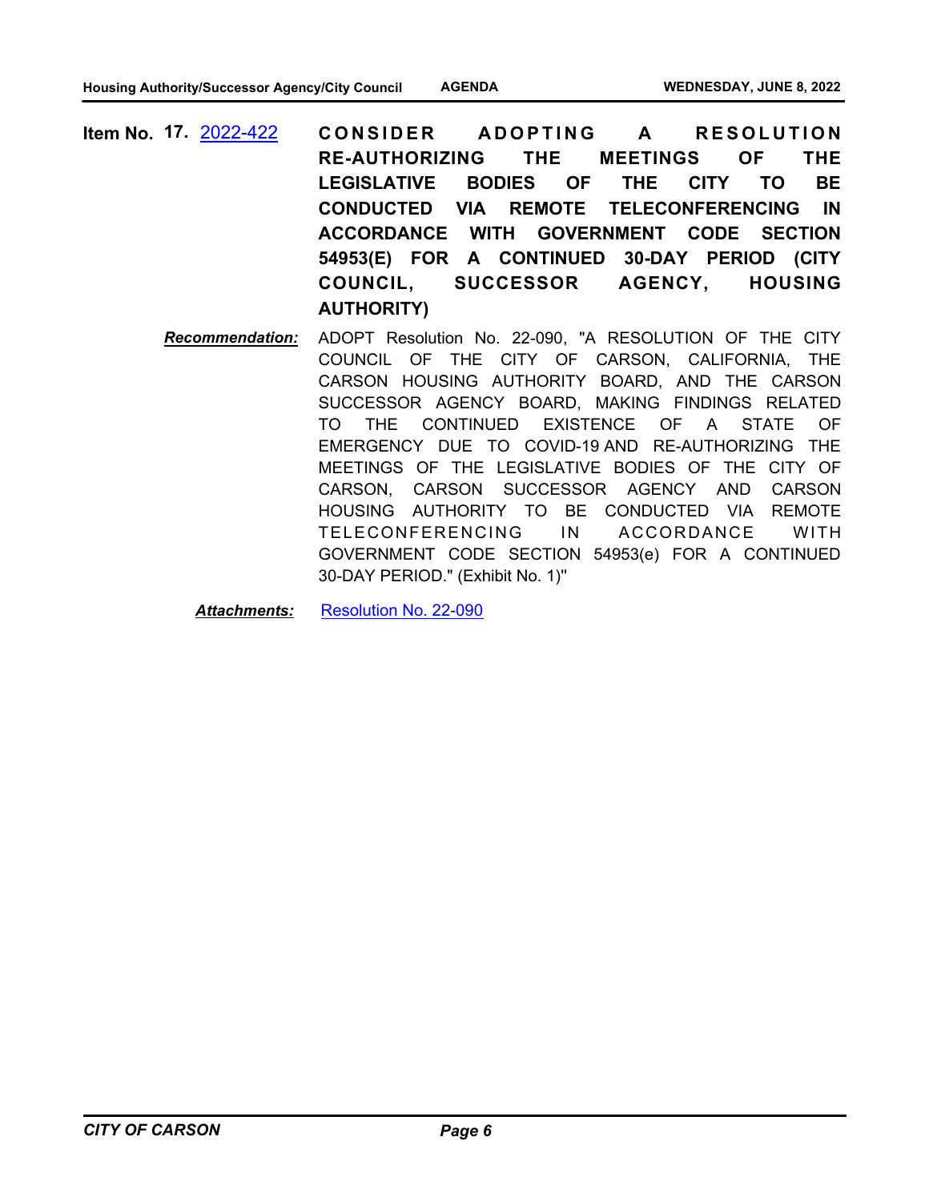**Item No. 17.** 2022-422 **CONSIDER ADOPTING A RESOLUTION RE-AUTHORIZING THE MEETINGS OF THE LEGISLATIVE BODIES OF THE CITY TO BE CONDUCTED VIA REMOTE TELECONFERENCING IN ACCORDANCE WITH GOVERNMENT CODE SECTION 54953(E) FOR A CONTINUED 30-DAY PERIOD (CITY COUNCIL, SUCCESSOR AGENCY, HOUSING AUTHORITY)**

***Recommendation:*** ADOPT Resolution No. 22-090, "A RESOLUTION OF THE CITY COUNCIL OF THE CITY OF CARSON, CALIFORNIA, THE CARSON HOUSING AUTHORITY BOARD, AND THE CARSON SUCCESSOR AGENCY BOARD, MAKING FINDINGS RELATED TO THE CONTINUED EXISTENCE OF A STATE OF EMERGENCY DUE TO COVID-19 AND RE-AUTHORIZING THE MEETINGS OF THE LEGISLATIVE BODIES OF THE CITY OF CARSON, CARSON SUCCESSOR AGENCY AND CARSON HOUSING AUTHORITY TO BE CONDUCTED VIA REMOTE TELECONFERENCING IN ACCORDANCE WITH GOVERNMENT CODE SECTION 54953(e) FOR A CONTINUED 30-DAY PERIOD." (Exhibit No. 1)"

***Attachments:*** Resolution No. 22-090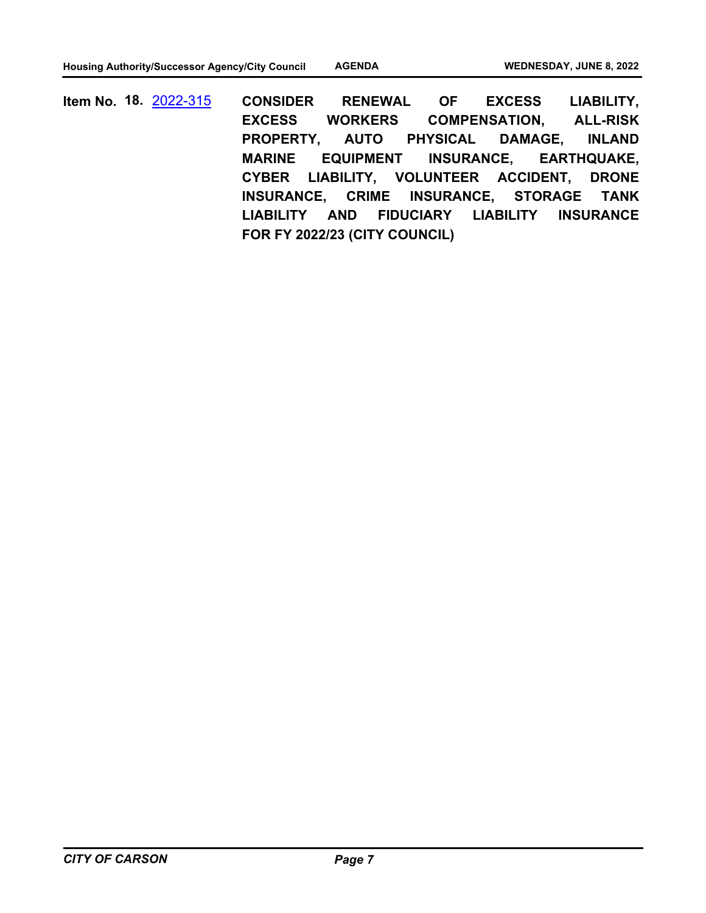**Item No. 18.** 2022-315 **CONSIDER RENEWAL OF EXCESS LIABILITY, EXCESS WORKERS COMPENSATION, ALL-RISK PROPERTY, AUTO PHYSICAL DAMAGE, INLAND MARINE EQUIPMENT INSURANCE, EARTHQUAKE, CYBER LIABILITY, VOLUNTEER ACCIDENT, DRONE INSURANCE, CRIME INSURANCE, STORAGE TANK LIABILITY AND FIDUCIARY LIABILITY INSURANCE FOR FY 2022/23 (CITY COUNCIL)**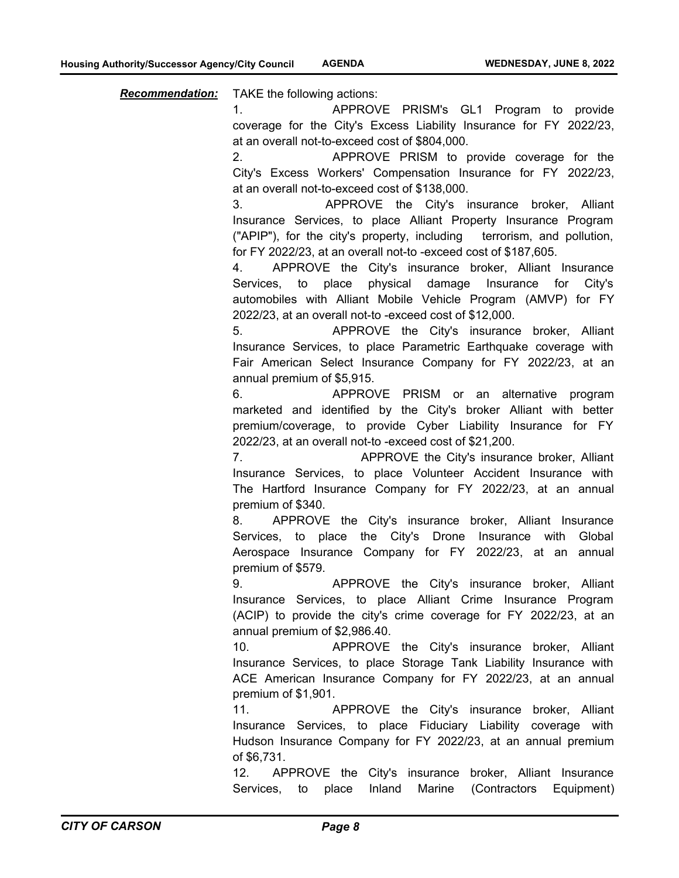***Recommendation:*** TAKE the following actions:

1. APPROVE PRISM's GL1 Program to provide coverage for the City's Excess Liability Insurance for FY 2022/23, at an overall not-to-exceed cost of $804,000.
2. APPROVE PRISM to provide coverage for the City's Excess Workers' Compensation Insurance for FY 2022/23, at an overall not-to-exceed cost of $138,000.
3. APPROVE the City's insurance broker, Alliant Insurance Services, to place Alliant Property Insurance Program ("APIP"), for the city's property, including terrorism, and pollution, for FY 2022/23, at an overall not-to -exceed cost of $187,605.
4. APPROVE the City's insurance broker, Alliant Insurance Services, to place physical damage Insurance for City's automobiles with Alliant Mobile Vehicle Program (AMVP) for FY 2022/23, at an overall not-to -exceed cost of $12,000.
5. APPROVE the City's insurance broker, Alliant Insurance Services, to place Parametric Earthquake coverage with Fair American Select Insurance Company for FY 2022/23, at an annual premium of $5,915.
6. APPROVE PRISM or an alternative program marketed and identified by the City's broker Alliant with better premium/coverage, to provide Cyber Liability Insurance for FY 2022/23, at an overall not-to -exceed cost of $21,200.
7. APPROVE the City's insurance broker, Alliant Insurance Services, to place Volunteer Accident Insurance with The Hartford Insurance Company for FY 2022/23, at an annual premium of $340.
8. APPROVE the City's insurance broker, Alliant Insurance Services, to place the City's Drone Insurance with Global Aerospace Insurance Company for FY 2022/23, at an annual premium of $579.
9. APPROVE the City's insurance broker, Alliant Insurance Services, to place Alliant Crime Insurance Program (ACIP) to provide the city's crime coverage for FY 2022/23, at an annual premium of $2,986.40.
10. APPROVE the City's insurance broker, Alliant Insurance Services, to place Storage Tank Liability Insurance with ACE American Insurance Company for FY 2022/23, at an annual premium of $1,901.
11. APPROVE the City's insurance broker, Alliant Insurance Services, to place Fiduciary Liability coverage with Hudson Insurance Company for FY 2022/23, at an annual premium of $6,731.
12. APPROVE the City's insurance broker, Alliant Insurance Services, to place Inland Marine (Contractors Equipment)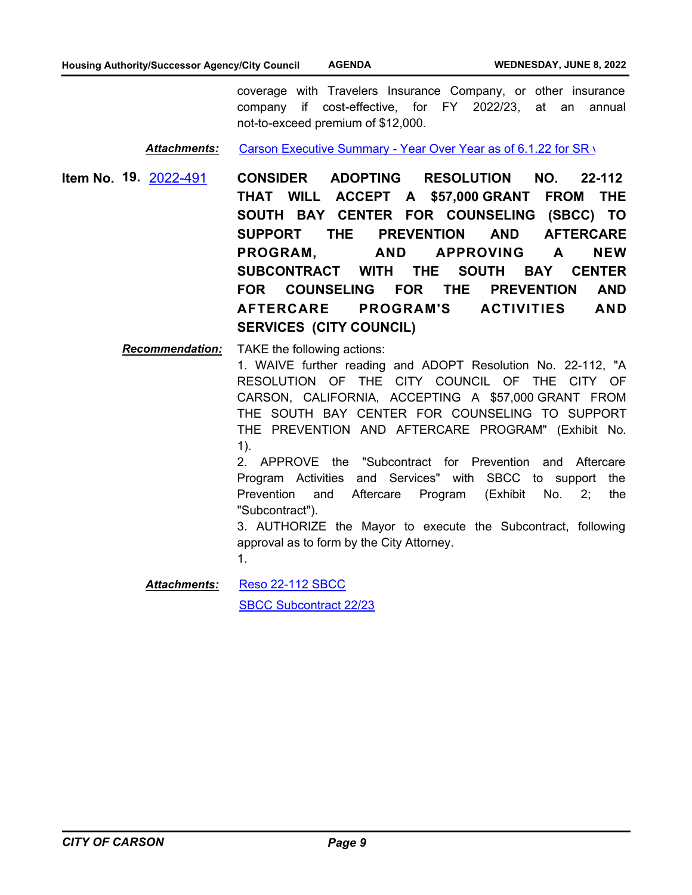coverage with Travelers Insurance Company, or other insurance company if cost-effective, for FY 2022/23, at an annual not-to-exceed premium of $12,000.

***Attachments:*** Carson Executive Summary - Year Over Year as of 6.1.22 for SR \

**Item No. 19.** 2022-491 **CONSIDER ADOPTING RESOLUTION NO. 22-112 THAT WILL ACCEPT A $57,000 GRANT FROM THE SOUTH BAY CENTER FOR COUNSELING (SBCC) TO SUPPORT THE PREVENTION AND AFTERCARE PROGRAM, AND APPROVING A NEW SUBCONTRACT WITH THE SOUTH BAY CENTER FOR COUNSELING FOR THE PREVENTION AND AFTERCARE PROGRAM'S ACTIVITIES AND SERVICES (CITY COUNCIL)**

***Recommendation:*** TAKE the following actions:

1. WAIVE further reading and ADOPT Resolution No. 22-112, "A RESOLUTION OF THE CITY COUNCIL OF THE CITY OF CARSON, CALIFORNIA, ACCEPTING A $57,000 GRANT FROM THE SOUTH BAY CENTER FOR COUNSELING TO SUPPORT THE PREVENTION AND AFTERCARE PROGRAM" (Exhibit No. 1).
2. APPROVE the "Subcontract for Prevention and Aftercare Program Activities and Services" with SBCC to support the Prevention and Aftercare Program (Exhibit No. 2; the "Subcontract").
3. AUTHORIZE the Mayor to execute the Subcontract, following approval as to form by the City Attorney.

1.

***Attachments:*** Reso 22-112 SBCC

SBCC Subcontract 22/23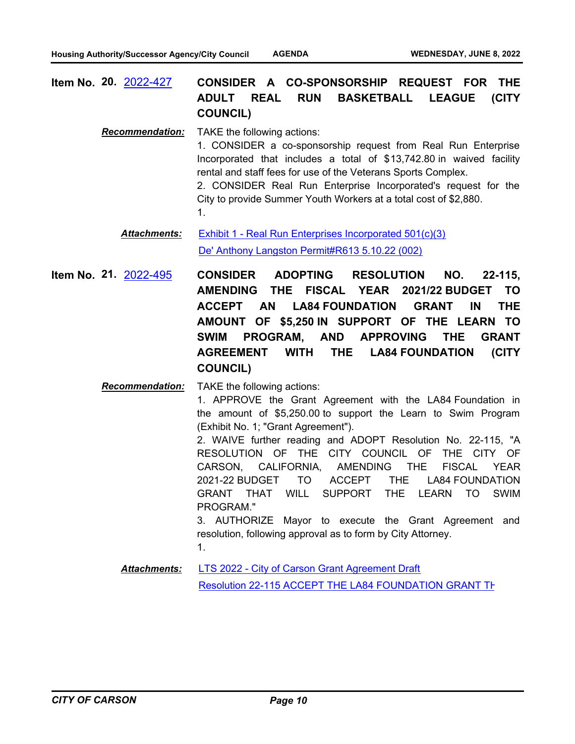**Item No. 20.** 2022-427 **CONSIDER A CO-SPONSORSHIP REQUEST FOR THE ADULT REAL RUN BASKETBALL LEAGUE (CITY COUNCIL)**

***Recommendation:*** TAKE the following actions:

1. CONSIDER a co-sponsorship request from Real Run Enterprise Incorporated that includes a total of $13,742.80 in waived facility rental and staff fees for use of the Veterans Sports Complex.
2. CONSIDER Real Run Enterprise Incorporated's request for the City to provide Summer Youth Workers at a total cost of $2,880.
1.

***Attachments:*** Exhibit 1 - Real Run Enterprises Incorporated 501(c)(3)

De' Anthony Langston Permit#R613 5.10.22 (002)

**Item No. 21.** 2022-495 **CONSIDER ADOPTING RESOLUTION NO. 22-115, AMENDING THE FISCAL YEAR 2021/22 BUDGET TO ACCEPT AN LA84 FOUNDATION GRANT IN THE AMOUNT OF $5,250 IN SUPPORT OF THE LEARN TO SWIM PROGRAM, AND APPROVING THE GRANT AGREEMENT WITH THE LA84 FOUNDATION (CITY COUNCIL)**

***Recommendation:*** TAKE the following actions:

1. APPROVE the Grant Agreement with the LA84 Foundation in the amount of $5,250.00 to support the Learn to Swim Program (Exhibit No. 1; "Grant Agreement").
2. WAIVE further reading and ADOPT Resolution No. 22-115, "A RESOLUTION OF THE CITY COUNCIL OF THE CITY OF CARSON, CALIFORNIA, AMENDING THE FISCAL YEAR 2021-22 BUDGET TO ACCEPT THE LA84 FOUNDATION GRANT THAT WILL SUPPORT THE LEARN TO SWIM PROGRAM."
3. AUTHORIZE Mayor to execute the Grant Agreement and resolution, following approval as to form by City Attorney.
1.

***Attachments:*** LTS 2022 - City of Carson Grant Agreement Draft

Resolution 22-115 ACCEPT THE LA84 FOUNDATION GRANT TH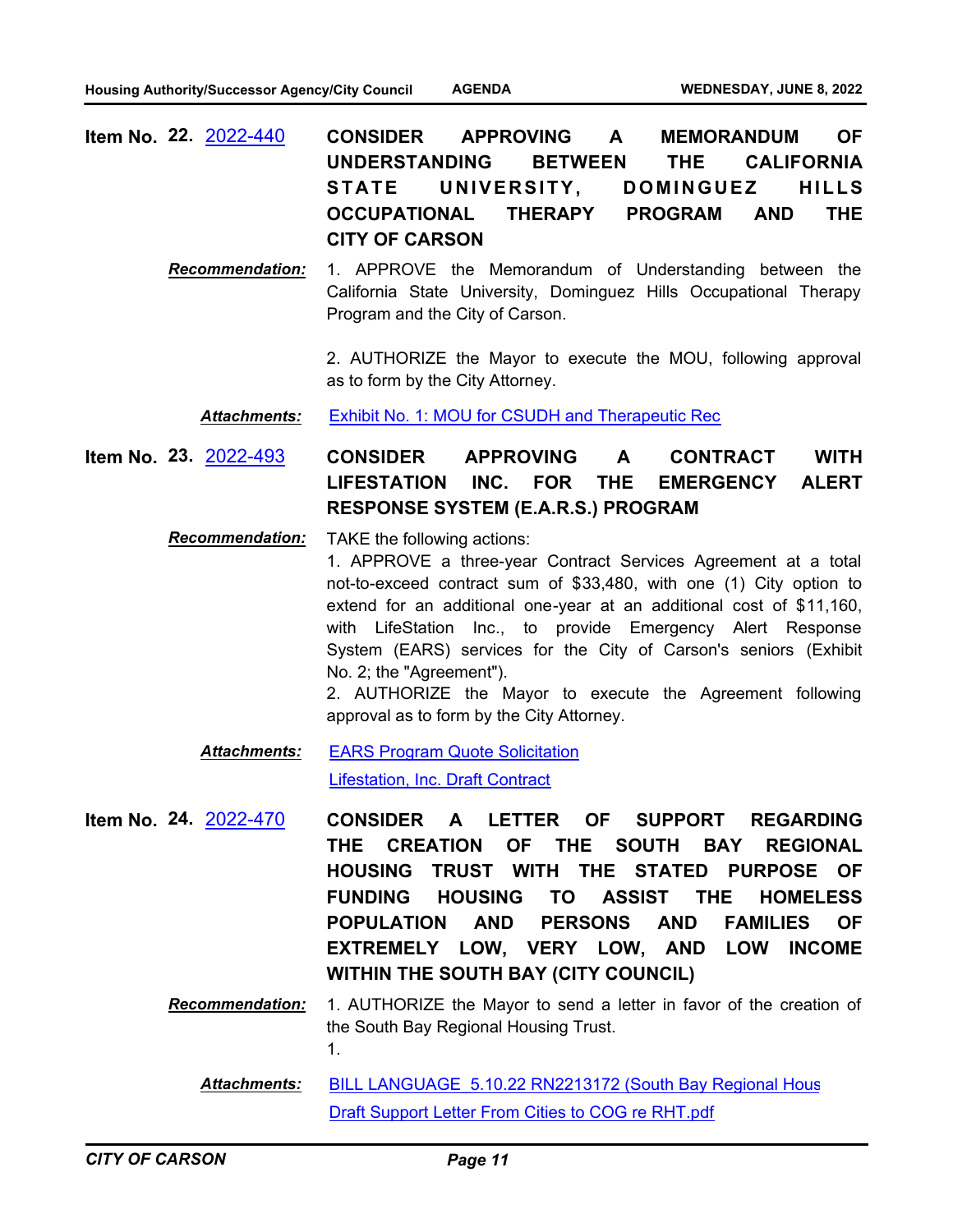**Item No. 22.** 2022-440 **CONSIDER APPROVING A MEMORANDUM OF UNDERSTANDING BETWEEN THE CALIFORNIA STATE UNIVERSITY, DOMINGUEZ HILLS OCCUPATIONAL THERAPY PROGRAM AND THE CITY OF CARSON**

***Recommendation:*** 1. APPROVE the Memorandum of Understanding between the California State University, Dominguez Hills Occupational Therapy Program and the City of Carson.

2. AUTHORIZE the Mayor to execute the MOU, following approval as to form by the City Attorney.

***Attachments:*** Exhibit No. 1: MOU for CSUDH and Therapeutic Rec

**Item No. 23.** 2022-493 **CONSIDER APPROVING A CONTRACT WITH LIFESTATION INC. FOR THE EMERGENCY ALERT RESPONSE SYSTEM (E.A.R.S.) PROGRAM**

***Recommendation:*** TAKE the following actions:
1. APPROVE a three-year Contract Services Agreement at a total not-to-exceed contract sum of $33,480, with one (1) City option to extend for an additional one-year at an additional cost of $11,160, with LifeStation Inc., to provide Emergency Alert Response System (EARS) services for the City of Carson's seniors (Exhibit No. 2; the "Agreement").
2. AUTHORIZE the Mayor to execute the Agreement following approval as to form by the City Attorney.

***Attachments:*** EARS Program Quote Solicitation
Lifestation, Inc. Draft Contract

**Item No. 24.** 2022-470 **CONSIDER A LETTER OF SUPPORT REGARDING THE CREATION OF THE SOUTH BAY REGIONAL HOUSING TRUST WITH THE STATED PURPOSE OF FUNDING HOUSING TO ASSIST THE HOMELESS POPULATION AND PERSONS AND FAMILIES OF EXTREMELY LOW, VERY LOW, AND LOW INCOME WITHIN THE SOUTH BAY (CITY COUNCIL)**

***Recommendation:*** 1. AUTHORIZE the Mayor to send a letter in favor of the creation of the South Bay Regional Housing Trust.
1.

***Attachments:*** BILL LANGUAGE_5.10.22 RN2213172 (South Bay Regional Hous
Draft Support Letter From Cities to COG re RHT.pdf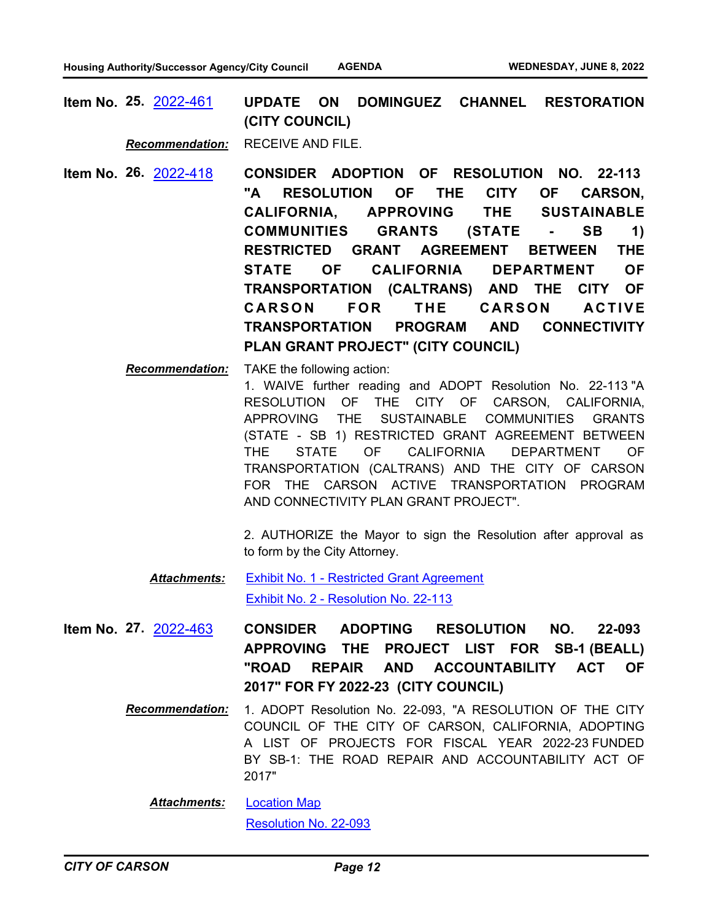**Item No. 25.** 2022-461 **UPDATE ON DOMINGUEZ CHANNEL RESTORATION (CITY COUNCIL)**

***Recommendation:*** RECEIVE AND FILE.

**Item No. 26.** 2022-418 **CONSIDER ADOPTION OF RESOLUTION NO. 22-113 "A RESOLUTION OF THE CITY OF CARSON, CALIFORNIA, APPROVING THE SUSTAINABLE COMMUNITIES GRANTS (STATE - SB 1) RESTRICTED GRANT AGREEMENT BETWEEN THE STATE OF CALIFORNIA DEPARTMENT OF TRANSPORTATION (CALTRANS) AND THE CITY OF CARSON FOR THE CARSON ACTIVE TRANSPORTATION PROGRAM AND CONNECTIVITY PLAN GRANT PROJECT" (CITY COUNCIL)**

***Recommendation:*** TAKE the following action:

1. WAIVE further reading and ADOPT Resolution No. 22-113 "A RESOLUTION OF THE CITY OF CARSON, CALIFORNIA, APPROVING THE SUSTAINABLE COMMUNITIES GRANTS (STATE - SB 1) RESTRICTED GRANT AGREEMENT BETWEEN THE STATE OF CALIFORNIA DEPARTMENT OF TRANSPORTATION (CALTRANS) AND THE CITY OF CARSON FOR THE CARSON ACTIVE TRANSPORTATION PROGRAM AND CONNECTIVITY PLAN GRANT PROJECT".

2. AUTHORIZE the Mayor to sign the Resolution after approval as to form by the City Attorney.

***Attachments:*** Exhibit No. 1 - Restricted Grant Agreement
Exhibit No. 2 - Resolution No. 22-113

**Item No. 27.** 2022-463 **CONSIDER ADOPTING RESOLUTION NO. 22-093 APPROVING THE PROJECT LIST FOR SB-1 (BEALL) "ROAD REPAIR AND ACCOUNTABILITY ACT OF 2017" FOR FY 2022-23 (CITY COUNCIL)**

***Recommendation:*** 1. ADOPT Resolution No. 22-093, "A RESOLUTION OF THE CITY COUNCIL OF THE CITY OF CARSON, CALIFORNIA, ADOPTING A LIST OF PROJECTS FOR FISCAL YEAR 2022-23 FUNDED BY SB-1: THE ROAD REPAIR AND ACCOUNTABILITY ACT OF 2017"

***Attachments:*** Location Map
Resolution No. 22-093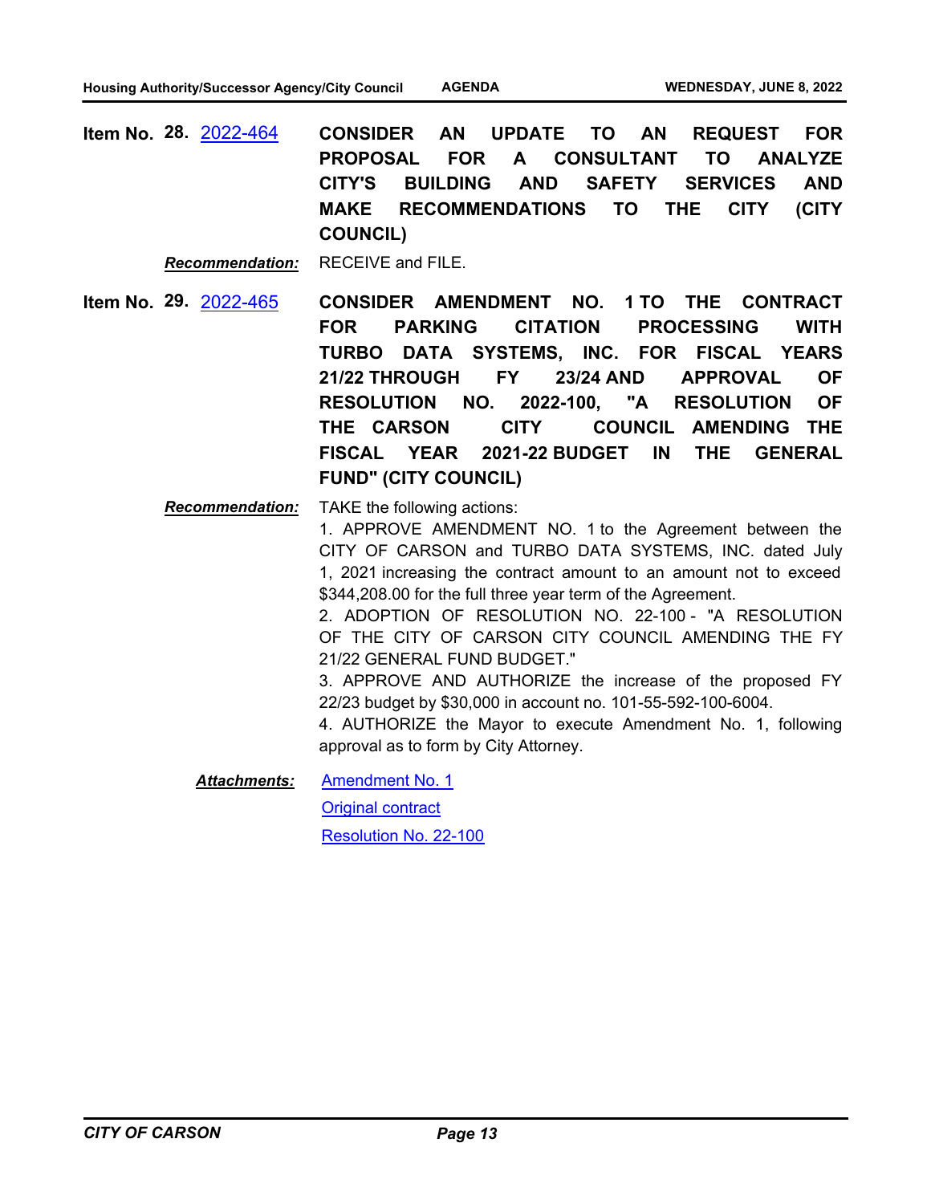**Item No. 28.** 2022-464 **CONSIDER AN UPDATE TO AN REQUEST FOR PROPOSAL FOR A CONSULTANT TO ANALYZE CITY'S BUILDING AND SAFETY SERVICES AND MAKE RECOMMENDATIONS TO THE CITY (CITY COUNCIL)**

***Recommendation:*** RECEIVE and FILE.

**Item No. 29.** 2022-465 **CONSIDER AMENDMENT NO. 1 TO THE CONTRACT FOR PARKING CITATION PROCESSING WITH TURBO DATA SYSTEMS, INC. FOR FISCAL YEARS 21/22 THROUGH FY 23/24 AND APPROVAL OF RESOLUTION NO. 2022-100, "A RESOLUTION OF THE CARSON CITY COUNCIL AMENDING THE FISCAL YEAR 2021-22 BUDGET IN THE GENERAL FUND" (CITY COUNCIL)**

***Recommendation:*** TAKE the following actions:

1. APPROVE AMENDMENT NO. 1 to the Agreement between the CITY OF CARSON and TURBO DATA SYSTEMS, INC. dated July 1, 2021 increasing the contract amount to an amount not to exceed $344,208.00 for the full three year term of the Agreement.
2. ADOPTION OF RESOLUTION NO. 22-100 - "A RESOLUTION OF THE CITY OF CARSON CITY COUNCIL AMENDING THE FY 21/22 GENERAL FUND BUDGET."
3. APPROVE AND AUTHORIZE the increase of the proposed FY 22/23 budget by $30,000 in account no. 101-55-592-100-6004.
4. AUTHORIZE the Mayor to execute Amendment No. 1, following approval as to form by City Attorney.

***Attachments:*** Amendment No. 1

Original contract

Resolution No. 22-100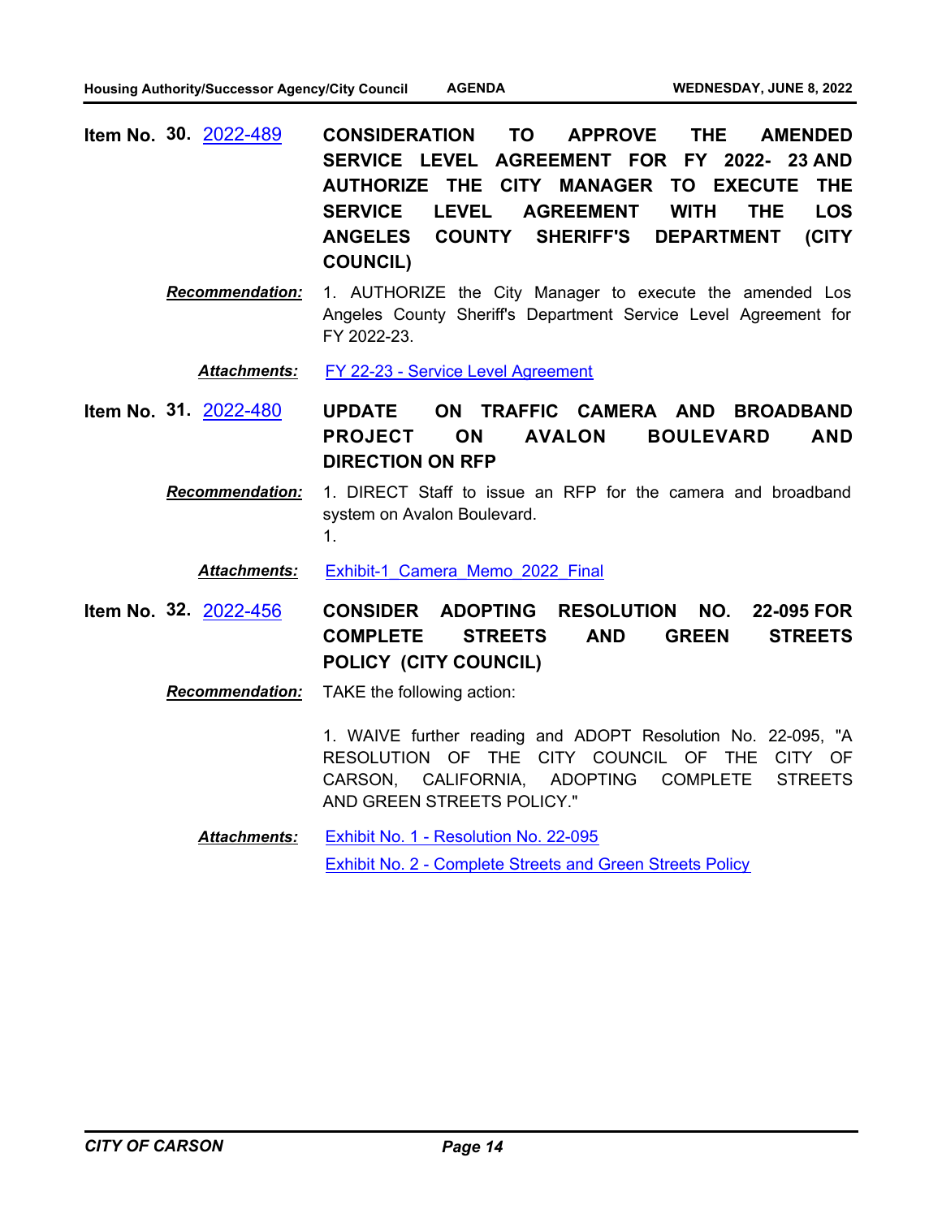**Item No. 30.** 2022-489 **CONSIDERATION TO APPROVE THE AMENDED SERVICE LEVEL AGREEMENT FOR FY 2022- 23 AND AUTHORIZE THE CITY MANAGER TO EXECUTE THE SERVICE LEVEL AGREEMENT WITH THE LOS ANGELES COUNTY SHERIFF'S DEPARTMENT (CITY COUNCIL)**

***Recommendation:*** 1. AUTHORIZE the City Manager to execute the amended Los Angeles County Sheriff's Department Service Level Agreement for FY 2022-23.

***Attachments:*** FY 22-23 - Service Level Agreement

**Item No. 31.** 2022-480 **UPDATE ON TRAFFIC CAMERA AND BROADBAND PROJECT ON AVALON BOULEVARD AND DIRECTION ON RFP**

***Recommendation:*** 1. DIRECT Staff to issue an RFP for the camera and broadband system on Avalon Boulevard.
1.

***Attachments:*** Exhibit-1_Camera_Memo_2022_Final

**Item No. 32.** 2022-456 **CONSIDER ADOPTING RESOLUTION NO. 22-095 FOR COMPLETE STREETS AND GREEN STREETS POLICY (CITY COUNCIL)**

***Recommendation:*** TAKE the following action:

1. WAIVE further reading and ADOPT Resolution No. 22-095, "A RESOLUTION OF THE CITY COUNCIL OF THE CITY OF CARSON, CALIFORNIA, ADOPTING COMPLETE STREETS AND GREEN STREETS POLICY."

***Attachments:*** Exhibit No. 1 - Resolution No. 22-095
Exhibit No. 2 - Complete Streets and Green Streets Policy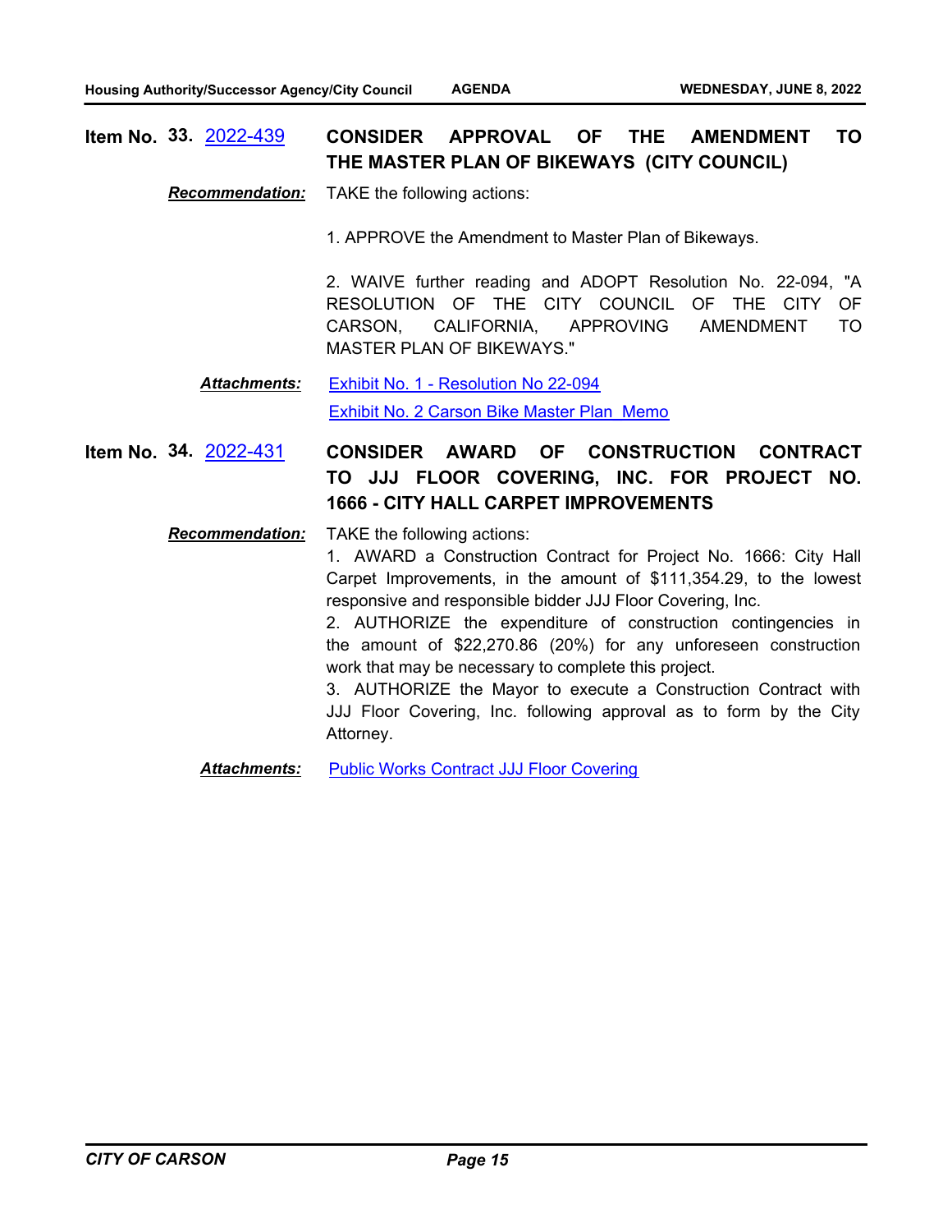**Item No. 33.** 2022-439 **CONSIDER APPROVAL OF THE AMENDMENT TO THE MASTER PLAN OF BIKEWAYS (CITY COUNCIL)**

***Recommendation:*** TAKE the following actions:

1. APPROVE the Amendment to Master Plan of Bikeways.

2. WAIVE further reading and ADOPT Resolution No. 22-094, "A RESOLUTION OF THE CITY COUNCIL OF THE CITY OF CARSON, CALIFORNIA, APPROVING AMENDMENT TO MASTER PLAN OF BIKEWAYS."

***Attachments:*** Exhibit No. 1 - Resolution No 22-094

Exhibit No. 2 Carson Bike Master Plan Memo

**Item No. 34.** 2022-431 **CONSIDER AWARD OF CONSTRUCTION CONTRACT TO JJJ FLOOR COVERING, INC. FOR PROJECT NO. 1666 - CITY HALL CARPET IMPROVEMENTS**

***Recommendation:*** TAKE the following actions:

1. AWARD a Construction Contract for Project No. 1666: City Hall Carpet Improvements, in the amount of $111,354.29, to the lowest responsive and responsible bidder JJJ Floor Covering, Inc.
2. AUTHORIZE the expenditure of construction contingencies in the amount of $22,270.86 (20%) for any unforeseen construction work that may be necessary to complete this project.
3. AUTHORIZE the Mayor to execute a Construction Contract with JJJ Floor Covering, Inc. following approval as to form by the City Attorney.

***Attachments:*** Public Works Contract JJJ Floor Covering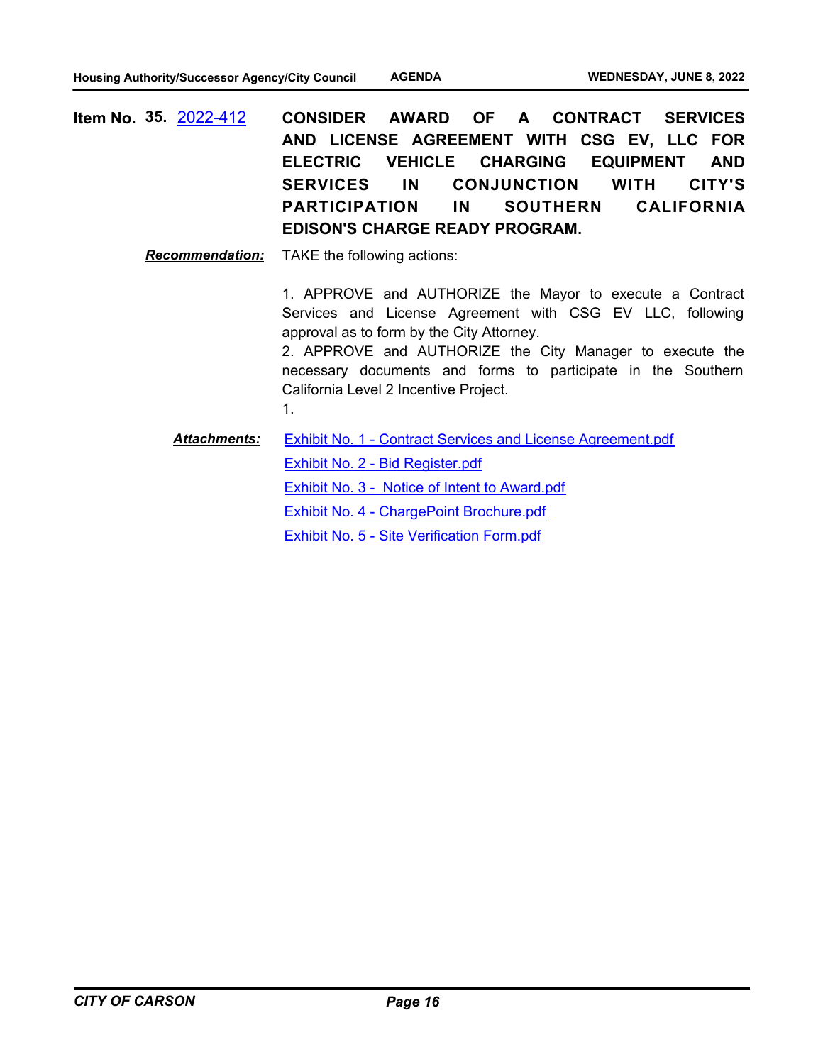**Item No. 35.** 2022-412 **CONSIDER AWARD OF A CONTRACT SERVICES AND LICENSE AGREEMENT WITH CSG EV, LLC FOR ELECTRIC VEHICLE CHARGING EQUIPMENT AND SERVICES IN CONJUNCTION WITH CITY'S PARTICIPATION IN SOUTHERN CALIFORNIA EDISON'S CHARGE READY PROGRAM.**

***Recommendation:*** TAKE the following actions:

1. APPROVE and AUTHORIZE the Mayor to execute a Contract Services and License Agreement with CSG EV LLC, following approval as to form by the City Attorney.
2. APPROVE and AUTHORIZE the City Manager to execute the necessary documents and forms to participate in the Southern California Level 2 Incentive Project.
1.

***Attachments:***

Exhibit No. 1 - Contract Services and License Agreement.pdf

Exhibit No. 2 - Bid Register.pdf

Exhibit No. 3 - Notice of Intent to Award.pdf

Exhibit No. 4 - ChargePoint Brochure.pdf

Exhibit No. 5 - Site Verification Form.pdf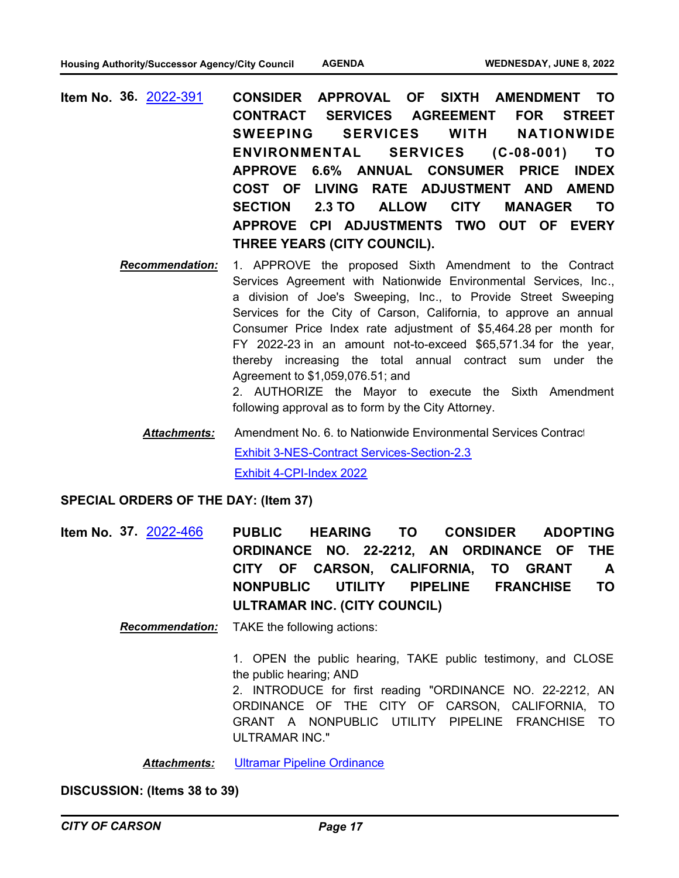**Item No. 36.** 2022-391 **CONSIDER APPROVAL OF SIXTH AMENDMENT TO CONTRACT SERVICES AGREEMENT FOR STREET SWEEPING SERVICES WITH NATIONWIDE ENVIRONMENTAL SERVICES (C-08-001) TO APPROVE 6.6% ANNUAL CONSUMER PRICE INDEX COST OF LIVING RATE ADJUSTMENT AND AMEND SECTION 2.3 TO ALLOW CITY MANAGER TO APPROVE CPI ADJUSTMENTS TWO OUT OF EVERY THREE YEARS (CITY COUNCIL).**

***Recommendation:*** 1. APPROVE the proposed Sixth Amendment to the Contract Services Agreement with Nationwide Environmental Services, Inc., a division of Joe's Sweeping, Inc., to Provide Street Sweeping Services for the City of Carson, California, to approve an annual Consumer Price Index rate adjustment of $5,464.28 per month for FY 2022-23 in an amount not-to-exceed $65,571.34 for the year, thereby increasing the total annual contract sum under the Agreement to $1,059,076.51; and
2. AUTHORIZE the Mayor to execute the Sixth Amendment following approval as to form by the City Attorney.

***Attachments:*** Amendment No. 6. to Nationwide Environmental Services Contract
Exhibit 3-NES-Contract Services-Section-2.3
Exhibit 4-CPI-Index 2022

**SPECIAL ORDERS OF THE DAY: (Item 37)**

**Item No. 37.** 2022-466 **PUBLIC HEARING TO CONSIDER ADOPTING ORDINANCE NO. 22-2212, AN ORDINANCE OF THE CITY OF CARSON, CALIFORNIA, TO GRANT A NONPUBLIC UTILITY PIPELINE FRANCHISE TO ULTRAMAR INC. (CITY COUNCIL)**

***Recommendation:*** TAKE the following actions:

1. OPEN the public hearing, TAKE public testimony, and CLOSE the public hearing; AND
2. INTRODUCE for first reading "ORDINANCE NO. 22-2212, AN ORDINANCE OF THE CITY OF CARSON, CALIFORNIA, TO GRANT A NONPUBLIC UTILITY PIPELINE FRANCHISE TO ULTRAMAR INC."

***Attachments:*** Ultramar Pipeline Ordinance

**DISCUSSION: (Items 38 to 39)**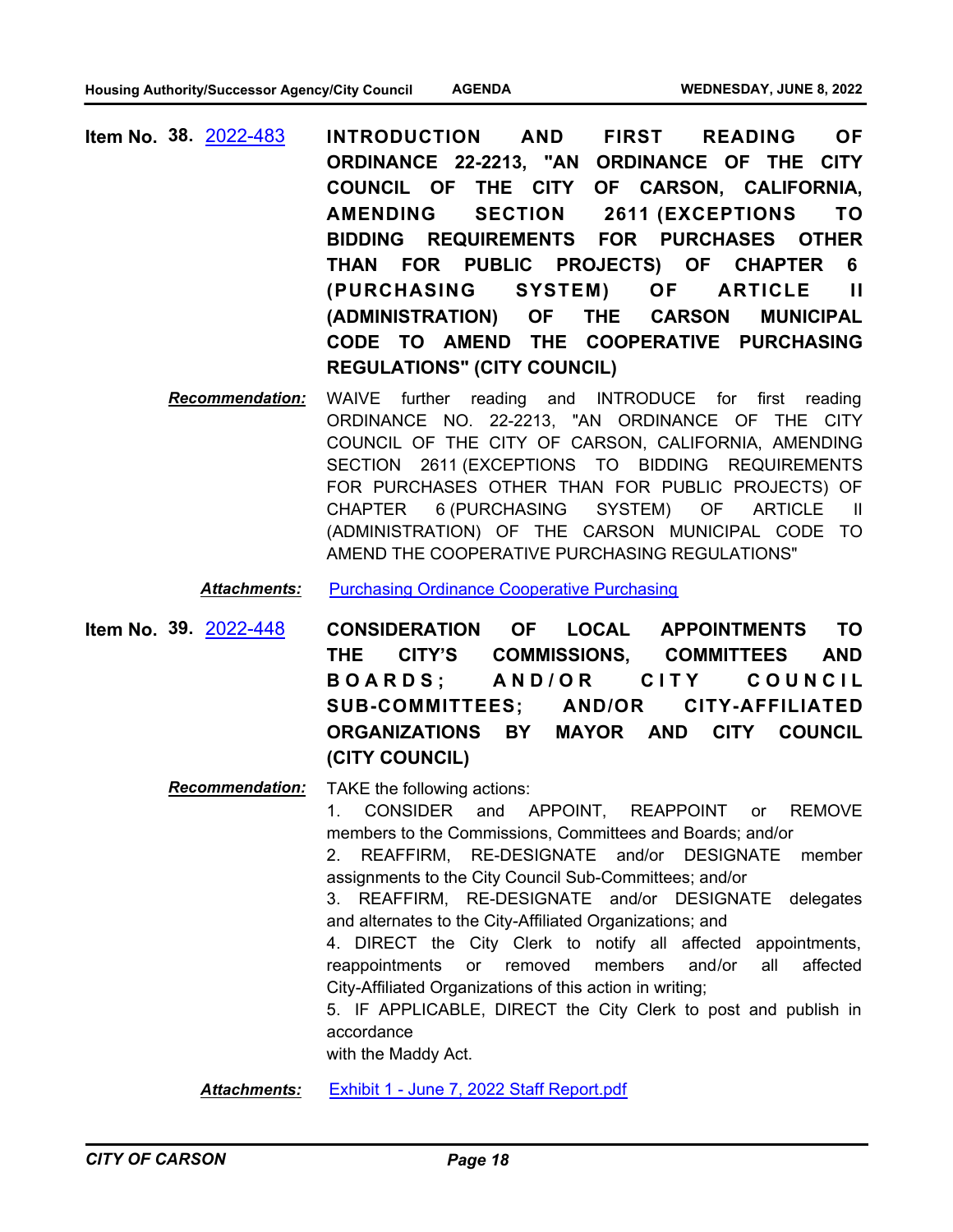**Item No. 38.** 2022-483 **INTRODUCTION AND FIRST READING OF ORDINANCE 22-2213, "AN ORDINANCE OF THE CITY COUNCIL OF THE CITY OF CARSON, CALIFORNIA, AMENDING SECTION 2611 (EXCEPTIONS TO BIDDING REQUIREMENTS FOR PURCHASES OTHER THAN FOR PUBLIC PROJECTS) OF CHAPTER 6 (PURCHASING SYSTEM) OF ARTICLE II (ADMINISTRATION) OF THE CARSON MUNICIPAL CODE TO AMEND THE COOPERATIVE PURCHASING REGULATIONS" (CITY COUNCIL)**

***Recommendation:*** WAIVE further reading and INTRODUCE for first reading ORDINANCE NO. 22-2213, "AN ORDINANCE OF THE CITY COUNCIL OF THE CITY OF CARSON, CALIFORNIA, AMENDING SECTION 2611 (EXCEPTIONS TO BIDDING REQUIREMENTS FOR PURCHASES OTHER THAN FOR PUBLIC PROJECTS) OF CHAPTER 6 (PURCHASING SYSTEM) OF ARTICLE II (ADMINISTRATION) OF THE CARSON MUNICIPAL CODE TO AMEND THE COOPERATIVE PURCHASING REGULATIONS"

***Attachments:*** Purchasing Ordinance Cooperative Purchasing

**Item No. 39.** 2022-448 **CONSIDERATION OF LOCAL APPOINTMENTS TO THE CITY'S COMMISSIONS, COMMITTEES AND BOARDS; AND/OR CITY COUNCIL SUB-COMMITTEES; AND/OR CITY-AFFILIATED ORGANIZATIONS BY MAYOR AND CITY COUNCIL (CITY COUNCIL)**

***Recommendation:*** TAKE the following actions:

1. CONSIDER and APPOINT, REAPPOINT or REMOVE members to the Commissions, Committees and Boards; and/or
2. REAFFIRM, RE-DESIGNATE and/or DESIGNATE member assignments to the City Council Sub-Committees; and/or
3. REAFFIRM, RE-DESIGNATE and/or DESIGNATE delegates and alternates to the City-Affiliated Organizations; and
4. DIRECT the City Clerk to notify all affected appointments, reappointments or removed members and/or all affected City-Affiliated Organizations of this action in writing;
5. IF APPLICABLE, DIRECT the City Clerk to post and publish in accordance with the Maddy Act.

***Attachments:*** Exhibit 1 - June 7, 2022 Staff Report.pdf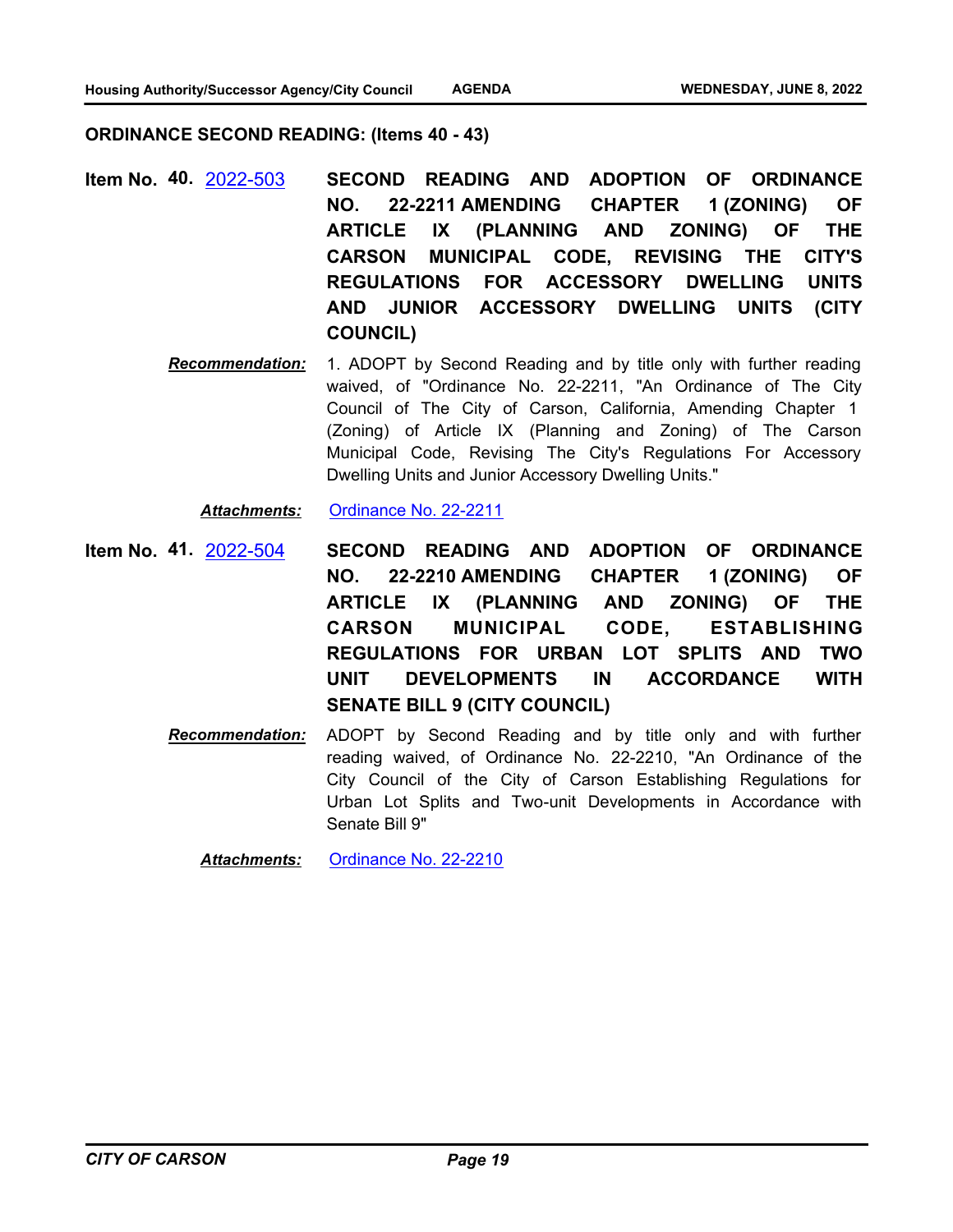**ORDINANCE SECOND READING: (Items 40 - 43)**

**Item No. 40.** 2022-503 **SECOND READING AND ADOPTION OF ORDINANCE NO. 22-2211 AMENDING CHAPTER 1 (ZONING) OF ARTICLE IX (PLANNING AND ZONING) OF THE CARSON MUNICIPAL CODE, REVISING THE CITY'S REGULATIONS FOR ACCESSORY DWELLING UNITS AND JUNIOR ACCESSORY DWELLING UNITS (CITY COUNCIL)**

***Recommendation:*** 1. ADOPT by Second Reading and by title only with further reading waived, of "Ordinance No. 22-2211, "An Ordinance of The City Council of The City of Carson, California, Amending Chapter 1 (Zoning) of Article IX (Planning and Zoning) of The Carson Municipal Code, Revising The City's Regulations For Accessory Dwelling Units and Junior Accessory Dwelling Units."

***Attachments:*** Ordinance No. 22-2211

**Item No. 41.** 2022-504 **SECOND READING AND ADOPTION OF ORDINANCE NO. 22-2210 AMENDING CHAPTER 1 (ZONING) OF ARTICLE IX (PLANNING AND ZONING) OF THE CARSON MUNICIPAL CODE, ESTABLISHING REGULATIONS FOR URBAN LOT SPLITS AND TWO UNIT DEVELOPMENTS IN ACCORDANCE WITH SENATE BILL 9 (CITY COUNCIL)**

***Recommendation:*** ADOPT by Second Reading and by title only and with further reading waived, of Ordinance No. 22-2210, "An Ordinance of the City Council of the City of Carson Establishing Regulations for Urban Lot Splits and Two-unit Developments in Accordance with Senate Bill 9"

***Attachments:*** Ordinance No. 22-2210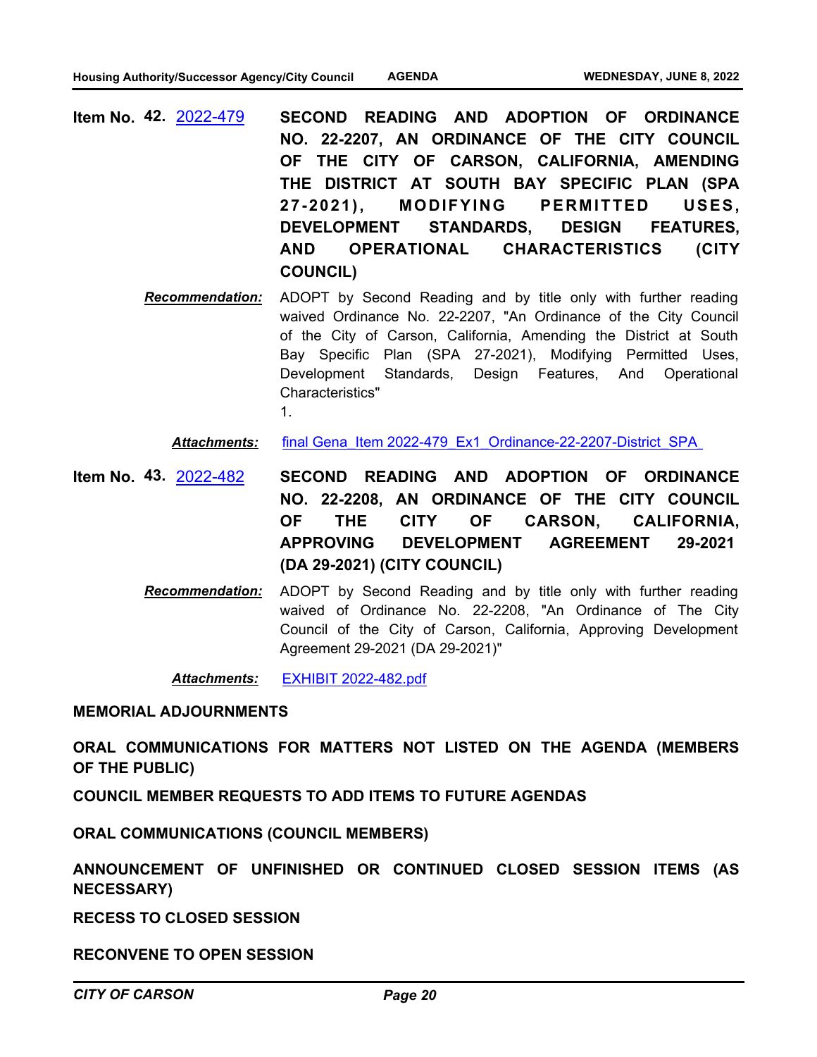**Item No. 42.** 2022-479 **SECOND READING AND ADOPTION OF ORDINANCE NO. 22-2207, AN ORDINANCE OF THE CITY COUNCIL OF THE CITY OF CARSON, CALIFORNIA, AMENDING THE DISTRICT AT SOUTH BAY SPECIFIC PLAN (SPA 27-2021), MODIFYING PERMITTED USES, DEVELOPMENT STANDARDS, DESIGN FEATURES, AND OPERATIONAL CHARACTERISTICS (CITY COUNCIL)**

***Recommendation:*** ADOPT by Second Reading and by title only with further reading waived Ordinance No. 22-2207, "An Ordinance of the City Council of the City of Carson, California, Amending the District at South Bay Specific Plan (SPA 27-2021), Modifying Permitted Uses, Development Standards, Design Features, And Operational Characteristics"

1.

***Attachments:*** final Gena_Item 2022-479_Ex1_Ordinance-22-2207-District_SPA_

**Item No. 43.** 2022-482 **SECOND READING AND ADOPTION OF ORDINANCE NO. 22-2208, AN ORDINANCE OF THE CITY COUNCIL OF THE CITY OF CARSON, CALIFORNIA, APPROVING DEVELOPMENT AGREEMENT 29-2021 (DA 29-2021) (CITY COUNCIL)**

***Recommendation:*** ADOPT by Second Reading and by title only with further reading waived of Ordinance No. 22-2208, "An Ordinance of The City Council of the City of Carson, California, Approving Development Agreement 29-2021 (DA 29-2021)"

***Attachments:*** EXHIBIT 2022-482.pdf

**MEMORIAL ADJOURNMENTS**

**ORAL COMMUNICATIONS FOR MATTERS NOT LISTED ON THE AGENDA (MEMBERS OF THE PUBLIC)**

**COUNCIL MEMBER REQUESTS TO ADD ITEMS TO FUTURE AGENDAS**

**ORAL COMMUNICATIONS (COUNCIL MEMBERS)**

**ANNOUNCEMENT OF UNFINISHED OR CONTINUED CLOSED SESSION ITEMS (AS NECESSARY)**

**RECESS TO CLOSED SESSION**

**RECONVENE TO OPEN SESSION**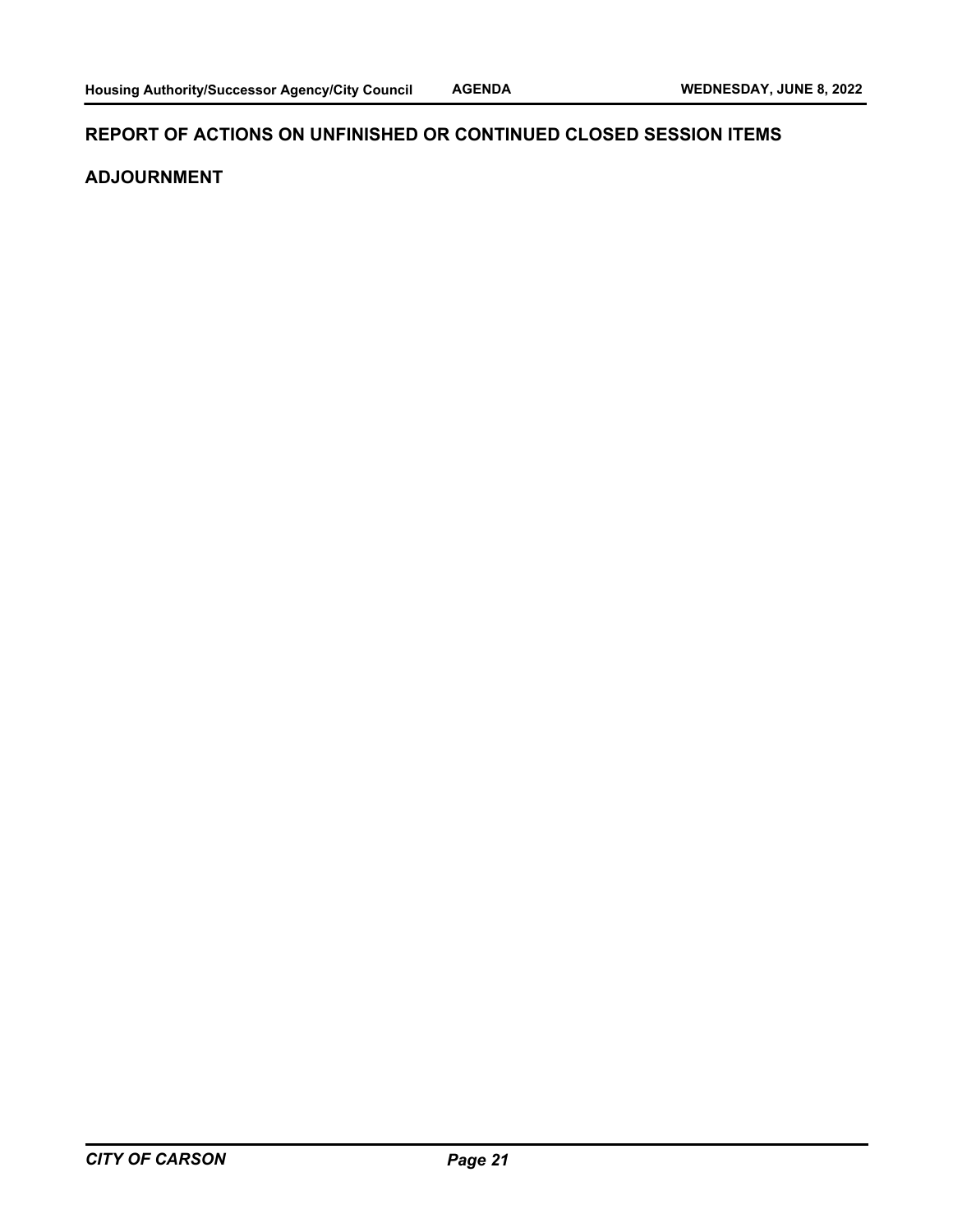## REPORT OF ACTIONS ON UNFINISHED OR CONTINUED CLOSED SESSION ITEMS

## ADJOURNMENT